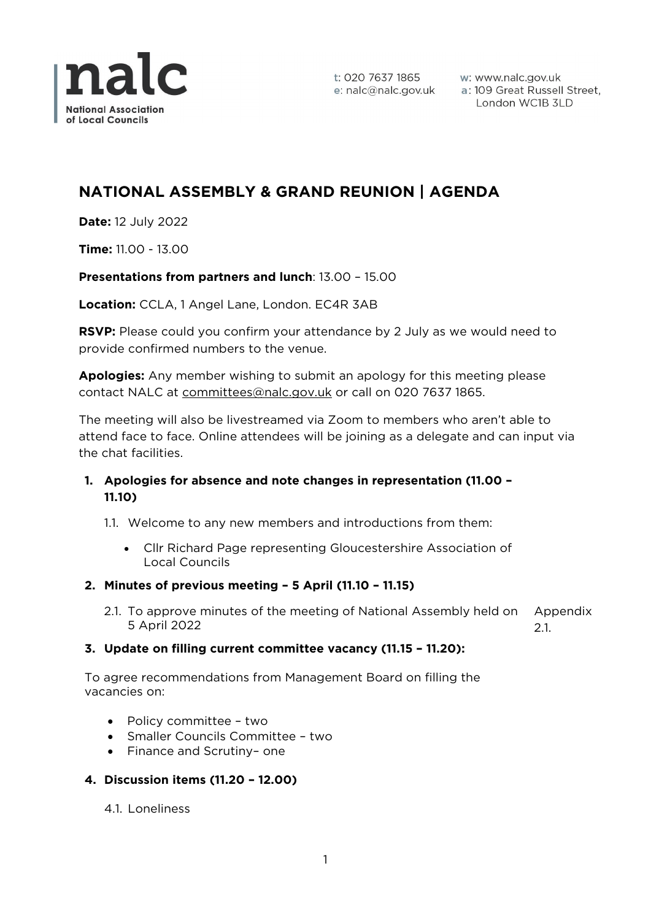nalc
National Association of Local Councils

t: 020 7637 1865
e: nalc@nalc.gov.uk
w: www.nalc.gov.uk
a: 109 Great Russell Street, London WC1B 3LD

# NATIONAL ASSEMBLY & GRAND REUNION | AGENDA

**Date:** 12 July 2022

**Time:** 11.00 - 13.00

**Presentations from partners and lunch**: 13.00 – 15.00

**Location:** CCLA, 1 Angel Lane, London. EC4R 3AB

**RSVP:** Please could you confirm your attendance by 2 July as we would need to provide confirmed numbers to the venue.

**Apologies:** Any member wishing to submit an apology for this meeting please contact NALC at committees@nalc.gov.uk or call on 020 7637 1865.

The meeting will also be livestreamed via Zoom to members who aren't able to attend face to face. Online attendees will be joining as a delegate and can input via the chat facilities.

1. **Apologies for absence and note changes in representation (11.00 – 11.10)**

   1.1. Welcome to any new members and introductions from them:

   - Cllr Richard Page representing Gloucestershire Association of Local Councils

2. **Minutes of previous meeting – 5 April (11.10 – 11.15)**

   2.1. To approve minutes of the meeting of National Assembly held on 5 April 2022 — Appendix 2.1.

3. **Update on filling current committee vacancy (11.15 – 11.20):**

   To agree recommendations from Management Board on filling the vacancies on:

   - Policy committee – two
   - Smaller Councils Committee – two
   - Finance and Scrutiny– one

4. **Discussion items (11.20 – 12.00)**

   4.1. Loneliness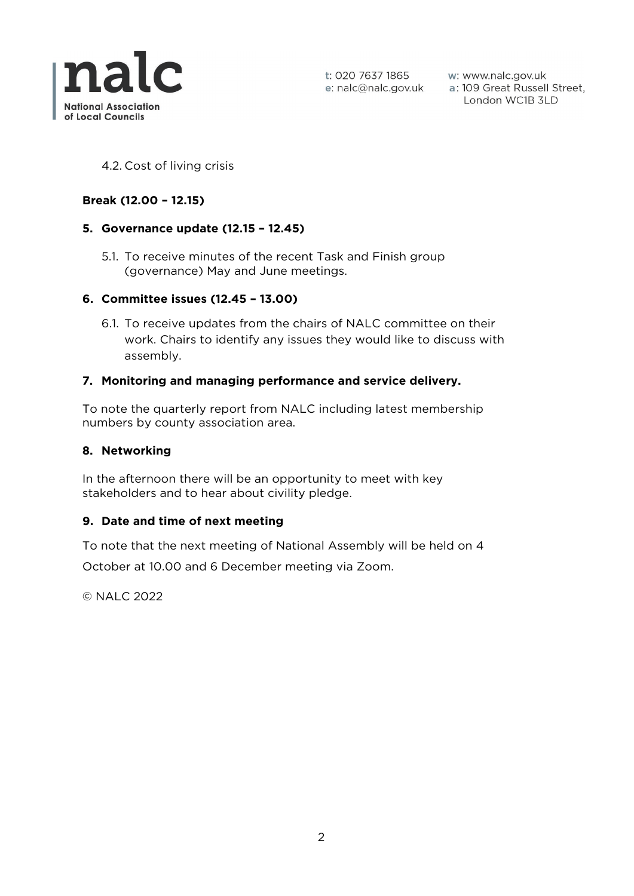4.2. Cost of living crisis

**Break (12.00 – 12.15)**

**5. Governance update (12.15 – 12.45)**

5.1. To receive minutes of the recent Task and Finish group (governance) May and June meetings.

**6. Committee issues (12.45 – 13.00)**

6.1. To receive updates from the chairs of NALC committee on their work. Chairs to identify any issues they would like to discuss with assembly.

**7. Monitoring and managing performance and service delivery.**

To note the quarterly report from NALC including latest membership numbers by county association area.

**8. Networking**

In the afternoon there will be an opportunity to meet with key stakeholders and to hear about civility pledge.

**9. Date and time of next meeting**

To note that the next meeting of National Assembly will be held on 4 October at 10.00 and 6 December meeting via Zoom.

© NALC 2022